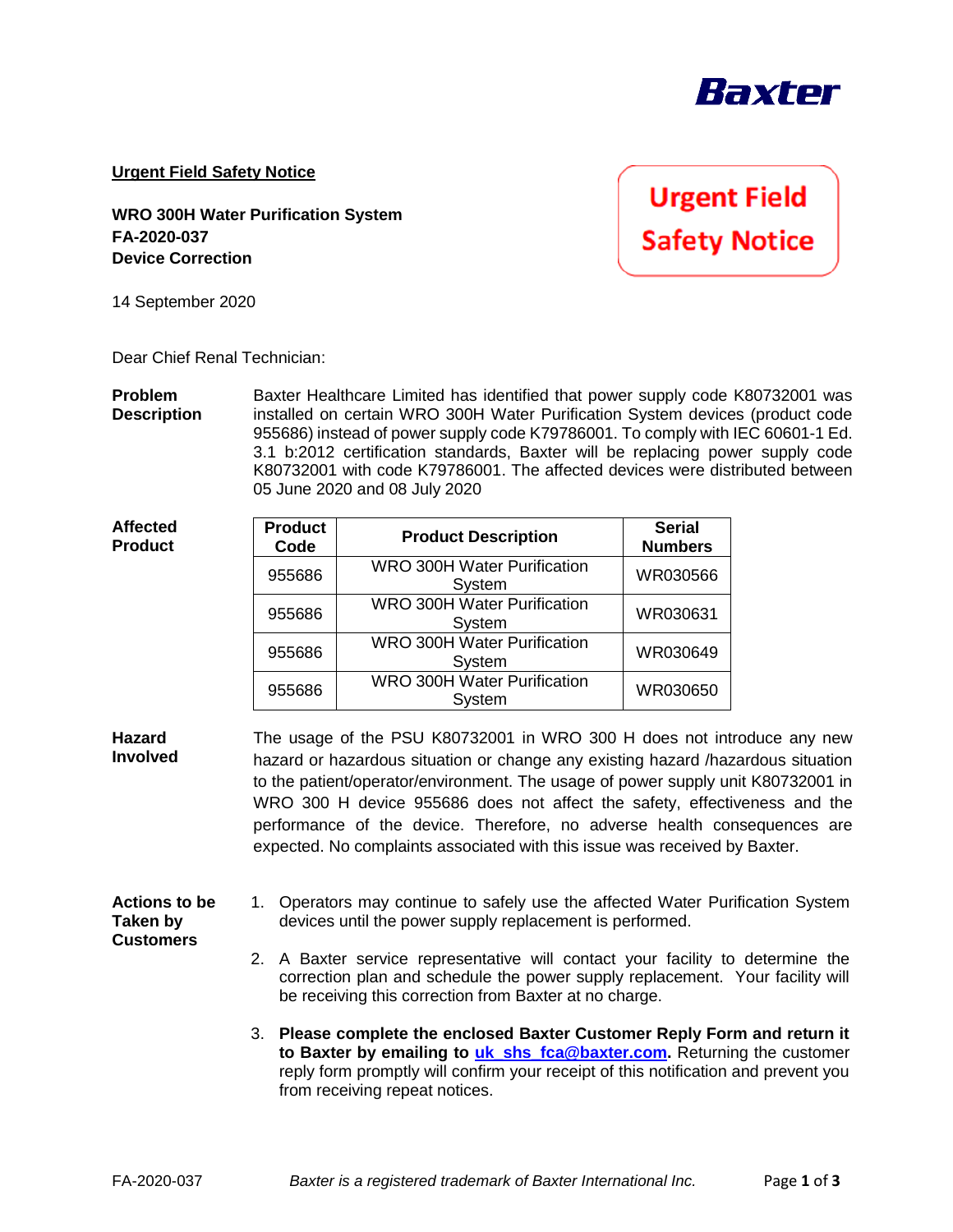Baxter

**Urgent Field Safety Notice**

**WRO 300H Water Purification System**
**FA-2020-037**
**Device Correction**

Urgent Field Safety Notice

14 September 2020

Dear Chief Renal Technician:

**Problem Description**

Baxter Healthcare Limited has identified that power supply code K80732001 was installed on certain WRO 300H Water Purification System devices (product code 955686) instead of power supply code K79786001. To comply with IEC 60601-1 Ed. 3.1 b:2012 certification standards, Baxter will be replacing power supply code K80732001 with code K79786001. The affected devices were distributed between 05 June 2020 and 08 July 2020

**Affected Product**

| Product Code | Product Description | Serial Numbers |
| --- | --- | --- |
| 955686 | WRO 300H Water Purification System | WR030566 |
| 955686 | WRO 300H Water Purification System | WR030631 |
| 955686 | WRO 300H Water Purification System | WR030649 |
| 955686 | WRO 300H Water Purification System | WR030650 |

**Hazard Involved**

The usage of the PSU K80732001 in WRO 300 H does not introduce any new hazard or hazardous situation or change any existing hazard /hazardous situation to the patient/operator/environment. The usage of power supply unit K80732001 in WRO 300 H device 955686 does not affect the safety, effectiveness and the performance of the device. Therefore, no adverse health consequences are expected. No complaints associated with this issue was received by Baxter.

**Actions to be Taken by Customers**

1. Operators may continue to safely use the affected Water Purification System devices until the power supply replacement is performed.
2. A Baxter service representative will contact your facility to determine the correction plan and schedule the power supply replacement. Your facility will be receiving this correction from Baxter at no charge.
3. **Please complete the enclosed Baxter Customer Reply Form and return it to Baxter by emailing to uk_shs_fca@baxter.com.** Returning the customer reply form promptly will confirm your receipt of this notification and prevent you from receiving repeat notices.

FA-2020-037 *Baxter is a registered trademark of Baxter International Inc.*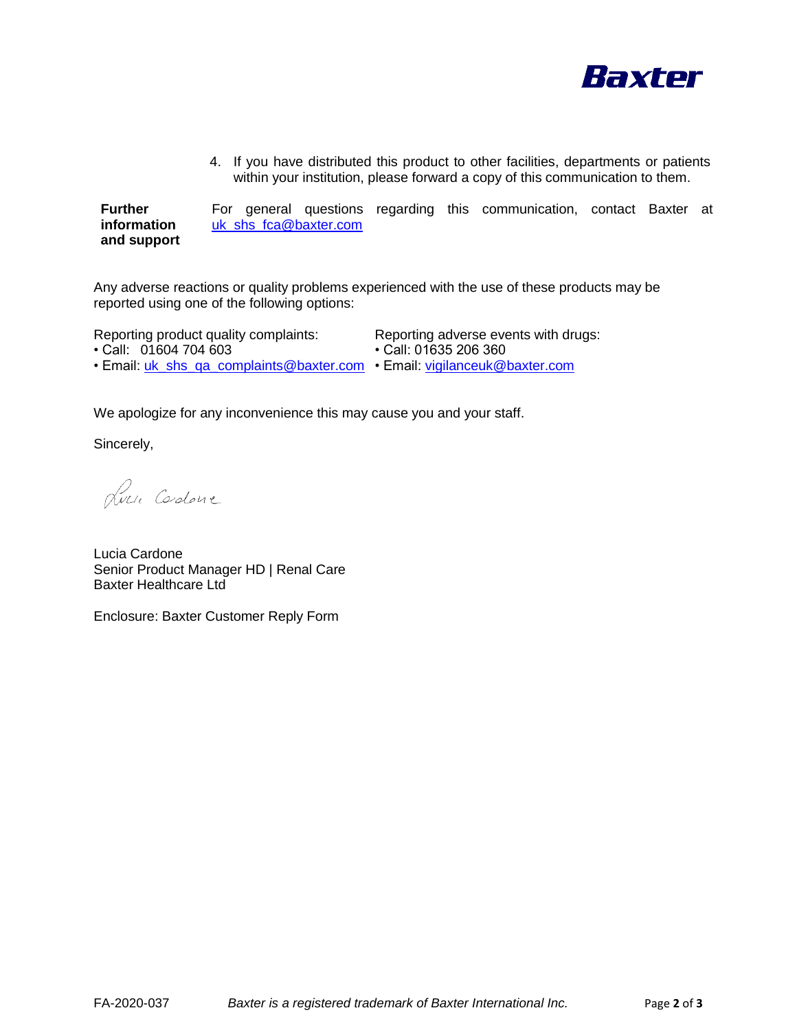4. If you have distributed this product to other facilities, departments or patients within your institution, please forward a copy of this communication to them.

| **Further information and support** | For general questions regarding this communication, contact Baxter at uk_shs_fca@baxter.com |
|---|---|

Any adverse reactions or quality problems experienced with the use of these products may be reported using one of the following options:

Reporting product quality complaints:
- Call: 01604 704 603
- Email: uk_shs_qa_complaints@baxter.com

Reporting adverse events with drugs:
- Call: 01635 206 360
- Email: vigilanceuk@baxter.com

We apologize for any inconvenience this may cause you and your staff.

Sincerely,

Lucia Cardone
Senior Product Manager HD | Renal Care
Baxter Healthcare Ltd

Enclosure: Baxter Customer Reply Form

FA-2020-037 *Baxter is a registered trademark of Baxter International Inc.*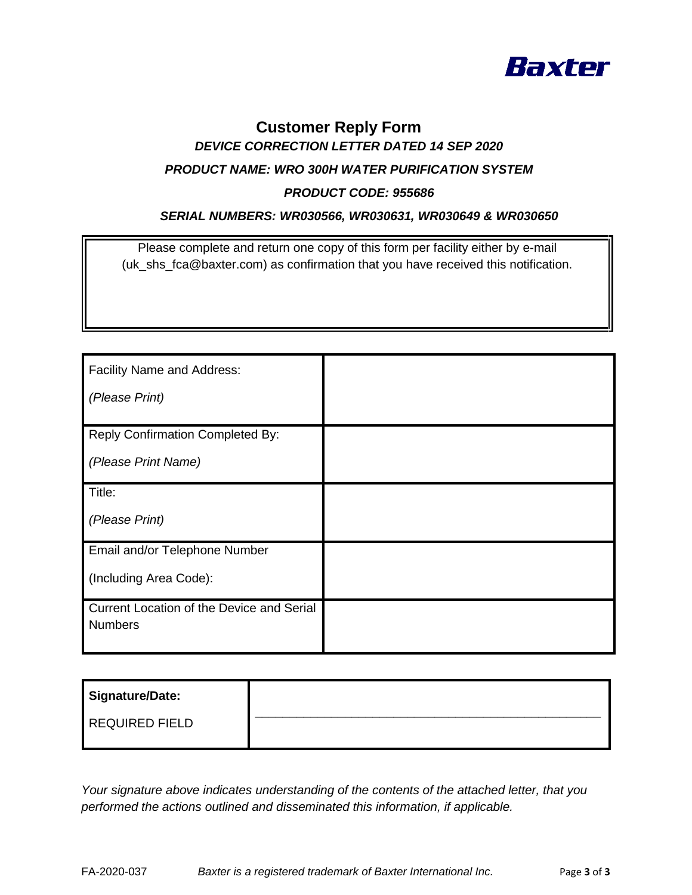Baxter

# Customer Reply Form

***DEVICE CORRECTION LETTER DATED 14 SEP 2020***

***PRODUCT NAME: WRO 300H WATER PURIFICATION SYSTEM***

***PRODUCT CODE: 955686***

***SERIAL NUMBERS: WR030566, WR030631, WR030649 & WR030650***

| |
|---|
| Please complete and return one copy of this form per facility either by e-mail (uk_shs_fca@baxter.com) as confirmation that you have received this notification. |

| | |
|---|---|
| Facility Name and Address:<br>*(Please Print)* | |
| Reply Confirmation Completed By:<br>*(Please Print Name)* | |
| Title:<br>*(Please Print)* | |
| Email and/or Telephone Number<br>(Including Area Code): | |
| Current Location of the Device and Serial Numbers | |

| | |
|---|---|
| **Signature/Date:**<br>REQUIRED FIELD | \_\_\_\_\_\_\_\_\_\_\_\_\_\_\_\_\_\_\_\_\_\_\_\_\_\_\_\_\_\_\_\_\_\_\_\_\_\_\_\_ |

*Your signature above indicates understanding of the contents of the attached letter, that you performed the actions outlined and disseminated this information, if applicable.*

FA-2020-037 *Baxter is a registered trademark of Baxter International Inc.*